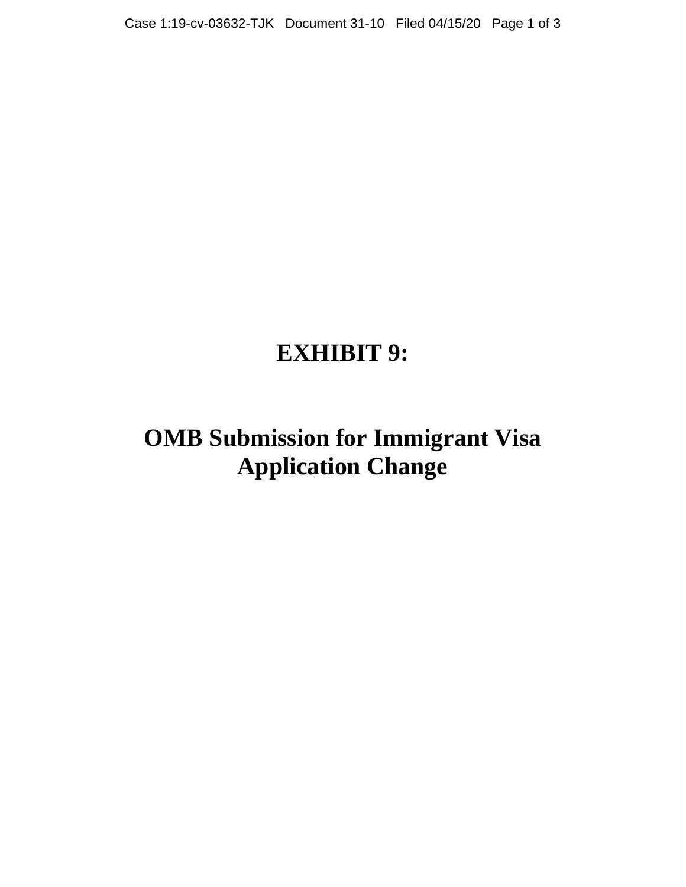# EXHIBIT 9:

# OMB Submission for Immigrant Visa Application Change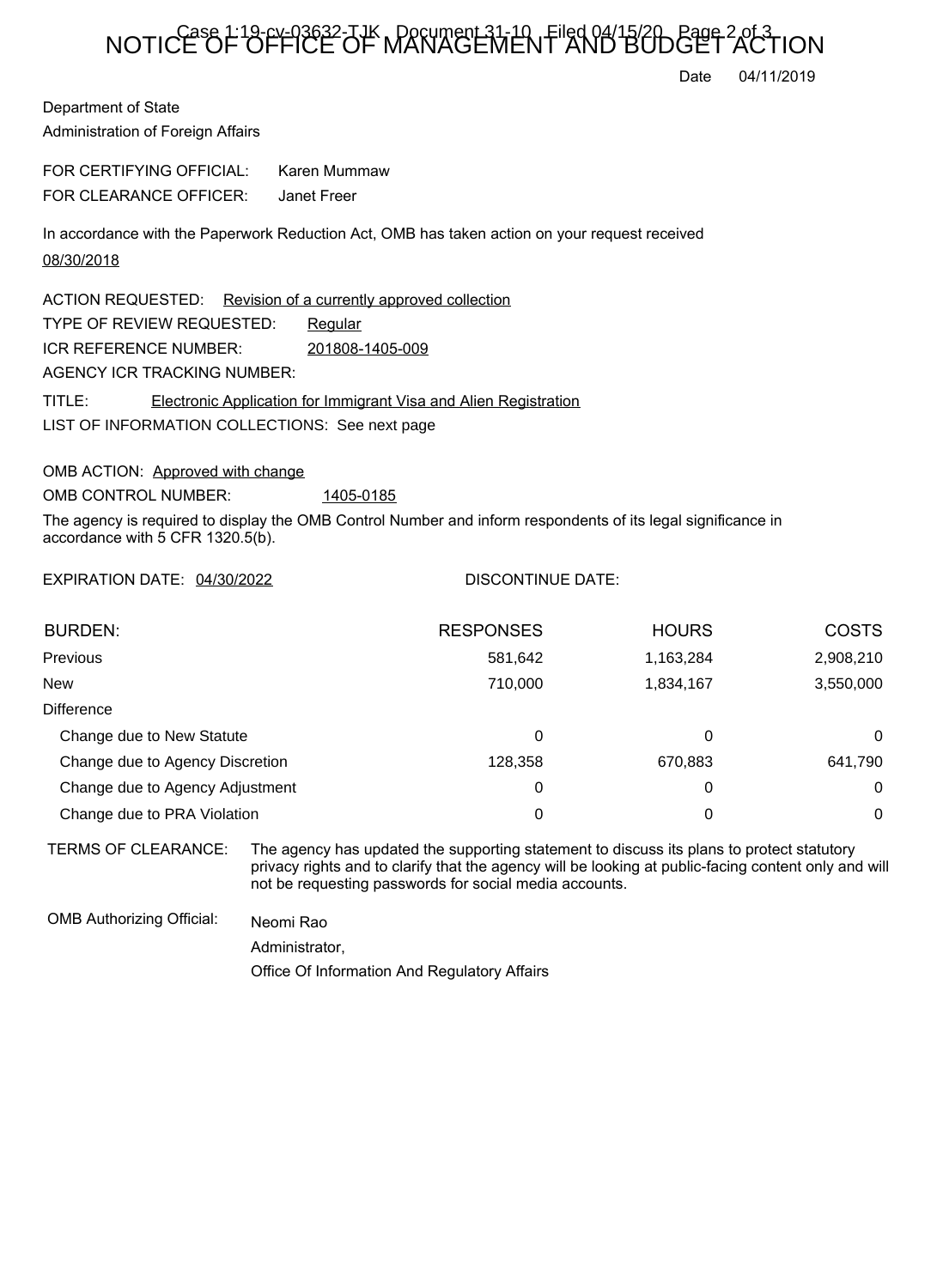# NOTICE OF OFFICE OF MANAGEMENT AND BUDGET ACTION

Date 04/11/2019

Department of State
Administration of Foreign Affairs

FOR CERTIFYING OFFICIAL: Karen Mummaw
FOR CLEARANCE OFFICER: Janet Freer

In accordance with the Paperwork Reduction Act, OMB has taken action on your request received 08/30/2018

ACTION REQUESTED: Revision of a currently approved collection
TYPE OF REVIEW REQUESTED: Regular
ICR REFERENCE NUMBER: 201808-1405-009
AGENCY ICR TRACKING NUMBER:
TITLE: Electronic Application for Immigrant Visa and Alien Registration
LIST OF INFORMATION COLLECTIONS: See next page

OMB ACTION: Approved with change
OMB CONTROL NUMBER: 1405-0185
The agency is required to display the OMB Control Number and inform respondents of its legal significance in accordance with 5 CFR 1320.5(b).

EXPIRATION DATE: 04/30/2022 DISCONTINUE DATE:

| BURDEN: | RESPONSES | HOURS | COSTS |
|---|---|---|---|
| Previous | 581,642 | 1,163,284 | 2,908,210 |
| New | 710,000 | 1,834,167 | 3,550,000 |
| Difference | | | |
| Change due to New Statute | 0 | 0 | 0 |
| Change due to Agency Discretion | 128,358 | 670,883 | 641,790 |
| Change due to Agency Adjustment | 0 | 0 | 0 |
| Change due to PRA Violation | 0 | 0 | 0 |

TERMS OF CLEARANCE: The agency has updated the supporting statement to discuss its plans to protect statutory privacy rights and to clarify that the agency will be looking at public-facing content only and will not be requesting passwords for social media accounts.

OMB Authorizing Official: Neomi Rao
Administrator,
Office Of Information And Regulatory Affairs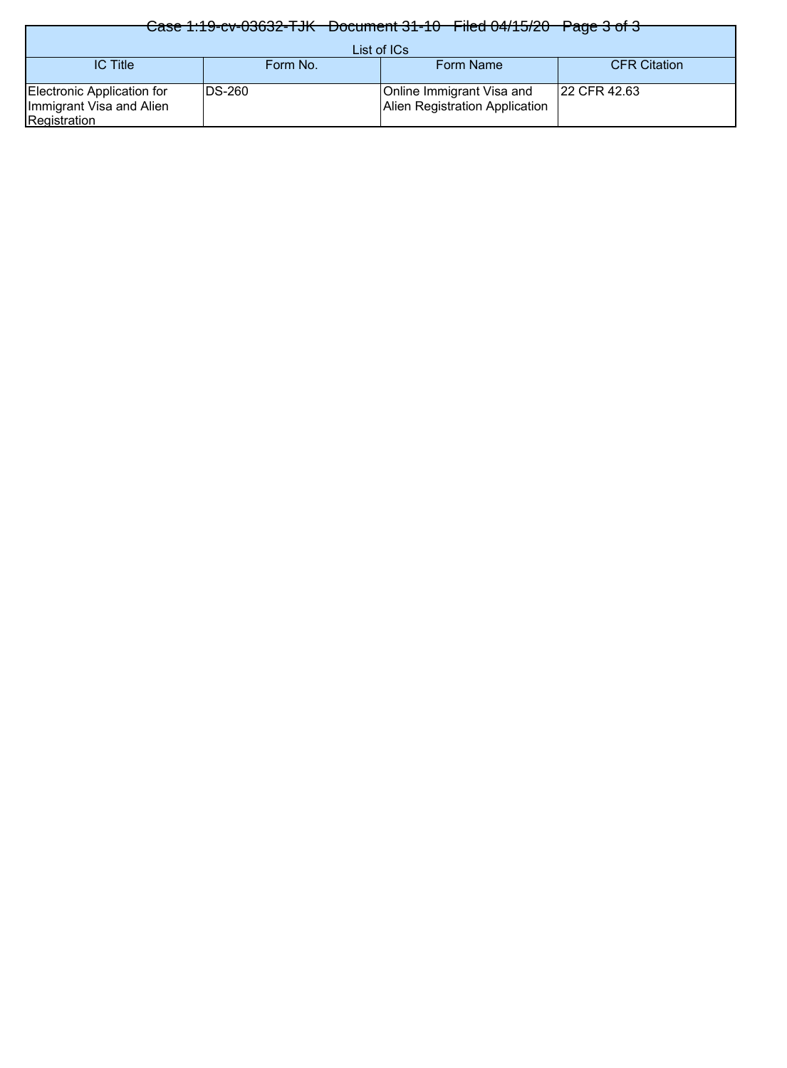| List of ICs | | | |
|---|---|---|---|
| IC Title | Form No. | Form Name | CFR Citation |
| Electronic Application for Immigrant Visa and Alien Registration | DS-260 | Online Immigrant Visa and Alien Registration Application | 22 CFR 42.63 |